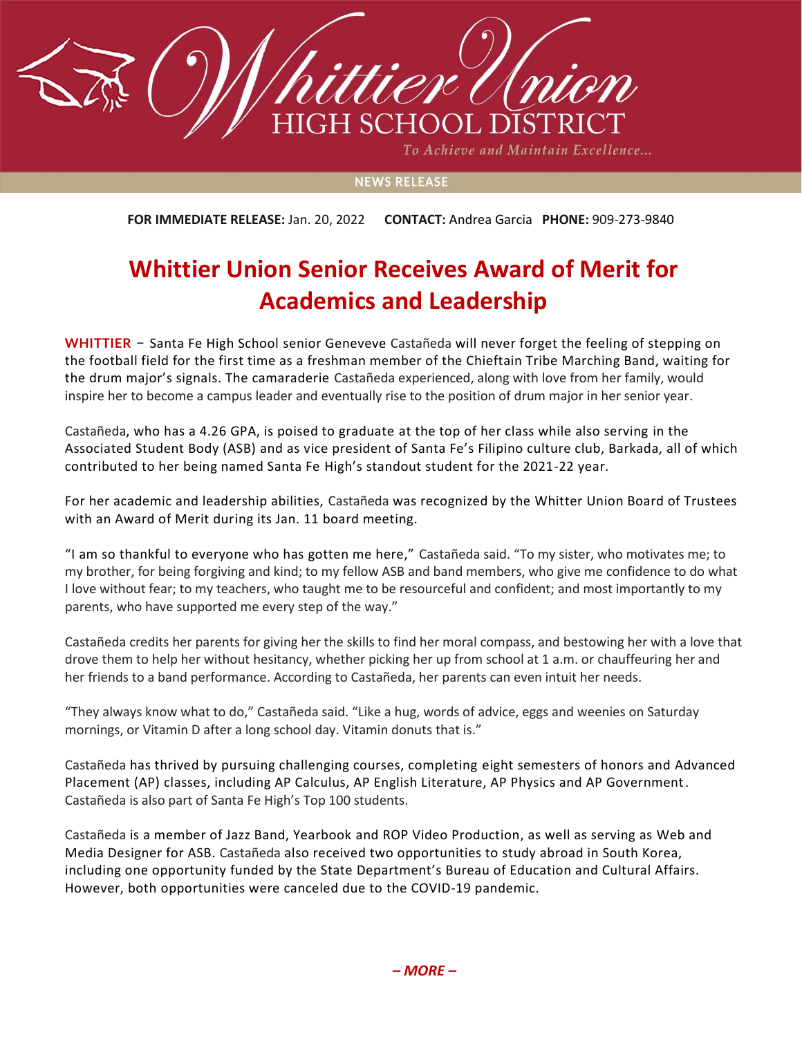Whittier Union HIGH SCHOOL DISTRICT

*To Achieve and Maintain Excellence...*

NEWS RELEASE

**FOR IMMEDIATE RELEASE:** Jan. 20, 2022 **CONTACT:** Andrea Garcia **PHONE:** 909-273-9840

# Whittier Union Senior Receives Award of Merit for Academics and Leadership

**WHITTIER** – Santa Fe High School senior Geneveve Castañeda will never forget the feeling of stepping on the football field for the first time as a freshman member of the Chieftain Tribe Marching Band, waiting for the drum major's signals. The camaraderie Castañeda experienced, along with love from her family, would inspire her to become a campus leader and eventually rise to the position of drum major in her senior year.

Castañeda, who has a 4.26 GPA, is poised to graduate at the top of her class while also serving in the Associated Student Body (ASB) and as vice president of Santa Fe's Filipino culture club, Barkada, all of which contributed to her being named Santa Fe High's standout student for the 2021-22 year.

For her academic and leadership abilities, Castañeda was recognized by the Whitter Union Board of Trustees with an Award of Merit during its Jan. 11 board meeting.

"I am so thankful to everyone who has gotten me here," Castañeda said. "To my sister, who motivates me; to my brother, for being forgiving and kind; to my fellow ASB and band members, who give me confidence to do what I love without fear; to my teachers, who taught me to be resourceful and confident; and most importantly to my parents, who have supported me every step of the way."

Castañeda credits her parents for giving her the skills to find her moral compass, and bestowing her with a love that drove them to help her without hesitancy, whether picking her up from school at 1 a.m. or chauffeuring her and her friends to a band performance. According to Castañeda, her parents can even intuit her needs.

"They always know what to do," Castañeda said. "Like a hug, words of advice, eggs and weenies on Saturday mornings, or Vitamin D after a long school day. Vitamin donuts that is."

Castañeda has thrived by pursuing challenging courses, completing eight semesters of honors and Advanced Placement (AP) classes, including AP Calculus, AP English Literature, AP Physics and AP Government. Castañeda is also part of Santa Fe High's Top 100 students.

Castañeda is a member of Jazz Band, Yearbook and ROP Video Production, as well as serving as Web and Media Designer for ASB. Castañeda also received two opportunities to study abroad in South Korea, including one opportunity funded by the State Department's Bureau of Education and Cultural Affairs. However, both opportunities were canceled due to the COVID-19 pandemic.

***– MORE –***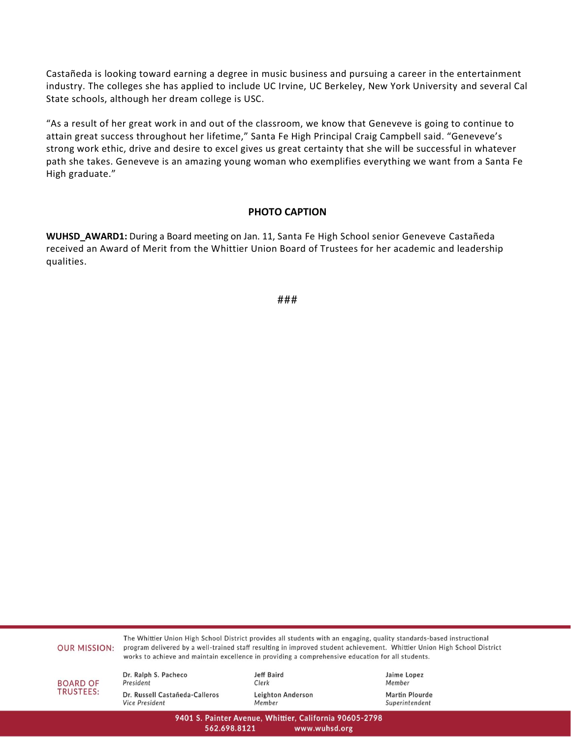Castañeda is looking toward earning a degree in music business and pursuing a career in the entertainment industry. The colleges she has applied to include UC Irvine, UC Berkeley, New York University and several Cal State schools, although her dream college is USC.

"As a result of her great work in and out of the classroom, we know that Geneveve is going to continue to attain great success throughout her lifetime," Santa Fe High Principal Craig Campbell said. "Geneveve's strong work ethic, drive and desire to excel gives us great certainty that she will be successful in whatever path she takes. Geneveve is an amazing young woman who exemplifies everything we want from a Santa Fe High graduate."

**PHOTO CAPTION**

**WUHSD_AWARD1:** During a Board meeting on Jan. 11, Santa Fe High School senior Geneveve Castañeda received an Award of Merit from the Whittier Union Board of Trustees for her academic and leadership qualities.

###

OUR MISSION: The Whittier Union High School District provides all students with an engaging, quality standards-based instructional program delivered by a well-trained staff resulting in improved student achievement. Whittier Union High School District works to achieve and maintain excellence in providing a comprehensive education for all students.

BOARD OF TRUSTEES:

| | | |
|---|---|---|
| Dr. Ralph S. Pacheco *President* | Jeff Baird *Clerk* | Jaime Lopez *Member* |
| Dr. Russell Castañeda-Calleros *Vice President* | Leighton Anderson *Member* | Martin Plourde *Superintendent* |

9401 S. Painter Avenue, Whittier, California 90605-2798
562.698.8121 www.wuhsd.org